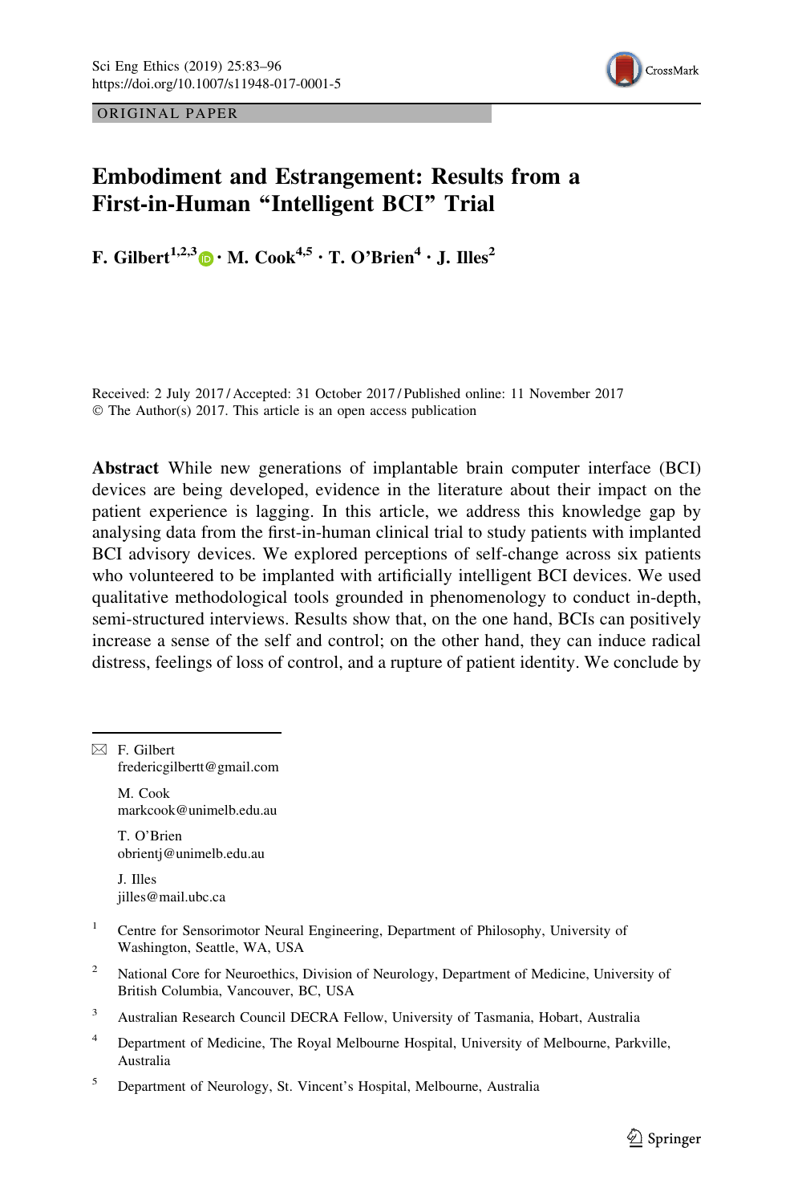ORIGINAL PAPER

# Embodiment and Estrangement: Results from a First-in-Human "Intelligent BCI" Trial

**F. Gilbert[1,2,3] · M. Cook[4,5] · T. O'Brien[4] · J. Illes[2]**

Received: 2 July 2017 / Accepted: 31 October 2017 / Published online: 11 November 2017
© The Author(s) 2017. This article is an open access publication

**Abstract** While new generations of implantable brain computer interface (BCI) devices are being developed, evidence in the literature about their impact on the patient experience is lagging. In this article, we address this knowledge gap by analysing data from the first-in-human clinical trial to study patients with implanted BCI advisory devices. We explored perceptions of self-change across six patients who volunteered to be implanted with artificially intelligent BCI devices. We used qualitative methodological tools grounded in phenomenology to conduct in-depth, semi-structured interviews. Results show that, on the one hand, BCIs can positively increase a sense of the self and control; on the other hand, they can induce radical distress, feelings of loss of control, and a rupture of patient identity. We conclude by

---

✉ F. Gilbert
fredericgilbertt@gmail.com

M. Cook
markcook@unimelb.edu.au

T. O'Brien
obrientj@unimelb.edu.au

J. Illes
jilles@mail.ubc.ca

[1] Centre for Sensorimotor Neural Engineering, Department of Philosophy, University of Washington, Seattle, WA, USA

[2] National Core for Neuroethics, Division of Neurology, Department of Medicine, University of British Columbia, Vancouver, BC, USA

[3] Australian Research Council DECRA Fellow, University of Tasmania, Hobart, Australia

[4] Department of Medicine, The Royal Melbourne Hospital, University of Melbourne, Parkville, Australia

[5] Department of Neurology, St. Vincent's Hospital, Melbourne, Australia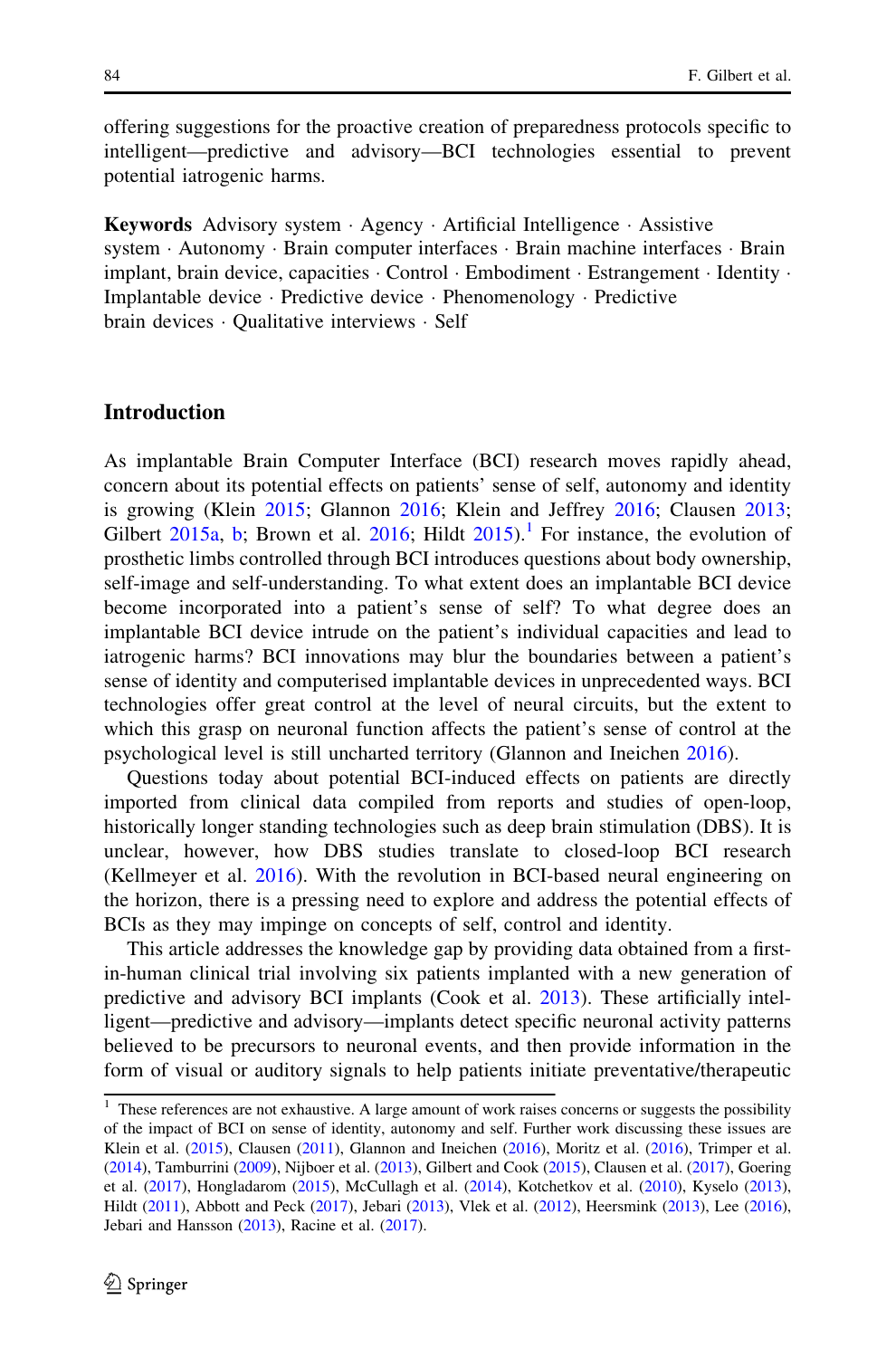offering suggestions for the proactive creation of preparedness protocols specific to intelligent—predictive and advisory—BCI technologies essential to prevent potential iatrogenic harms.

**Keywords** Advisory system · Agency · Artificial Intelligence · Assistive system · Autonomy · Brain computer interfaces · Brain machine interfaces · Brain implant, brain device, capacities · Control · Embodiment · Estrangement · Identity · Implantable device · Predictive device · Phenomenology · Predictive brain devices · Qualitative interviews · Self

## Introduction

As implantable Brain Computer Interface (BCI) research moves rapidly ahead, concern about its potential effects on patients' sense of self, autonomy and identity is growing (Klein 2015; Glannon 2016; Klein and Jeffrey 2016; Clausen 2013; Gilbert 2015a, b; Brown et al. 2016; Hildt 2015).[1] For instance, the evolution of prosthetic limbs controlled through BCI introduces questions about body ownership, self-image and self-understanding. To what extent does an implantable BCI device become incorporated into a patient's sense of self? To what degree does an implantable BCI device intrude on the patient's individual capacities and lead to iatrogenic harms? BCI innovations may blur the boundaries between a patient's sense of identity and computerised implantable devices in unprecedented ways. BCI technologies offer great control at the level of neural circuits, but the extent to which this grasp on neuronal function affects the patient's sense of control at the psychological level is still uncharted territory (Glannon and Ineichen 2016).

Questions today about potential BCI-induced effects on patients are directly imported from clinical data compiled from reports and studies of open-loop, historically longer standing technologies such as deep brain stimulation (DBS). It is unclear, however, how DBS studies translate to closed-loop BCI research (Kellmeyer et al. 2016). With the revolution in BCI-based neural engineering on the horizon, there is a pressing need to explore and address the potential effects of BCIs as they may impinge on concepts of self, control and identity.

This article addresses the knowledge gap by providing data obtained from a first-in-human clinical trial involving six patients implanted with a new generation of predictive and advisory BCI implants (Cook et al. 2013). These artificially intelligent—predictive and advisory—implants detect specific neuronal activity patterns believed to be precursors to neuronal events, and then provide information in the form of visual or auditory signals to help patients initiate preventative/therapeutic

---

[1] These references are not exhaustive. A large amount of work raises concerns or suggests the possibility of the impact of BCI on sense of identity, autonomy and self. Further work discussing these issues are Klein et al. (2015), Clausen (2011), Glannon and Ineichen (2016), Moritz et al. (2016), Trimper et al. (2014), Tamburrini (2009), Nijboer et al. (2013), Gilbert and Cook (2015), Clausen et al. (2017), Goering et al. (2017), Hongladarom (2015), McCullagh et al. (2014), Kotchetkov et al. (2010), Kyselo (2013), Hildt (2011), Abbott and Peck (2017), Jebari (2013), Vlek et al. (2012), Heersmink (2013), Lee (2016), Jebari and Hansson (2013), Racine et al. (2017).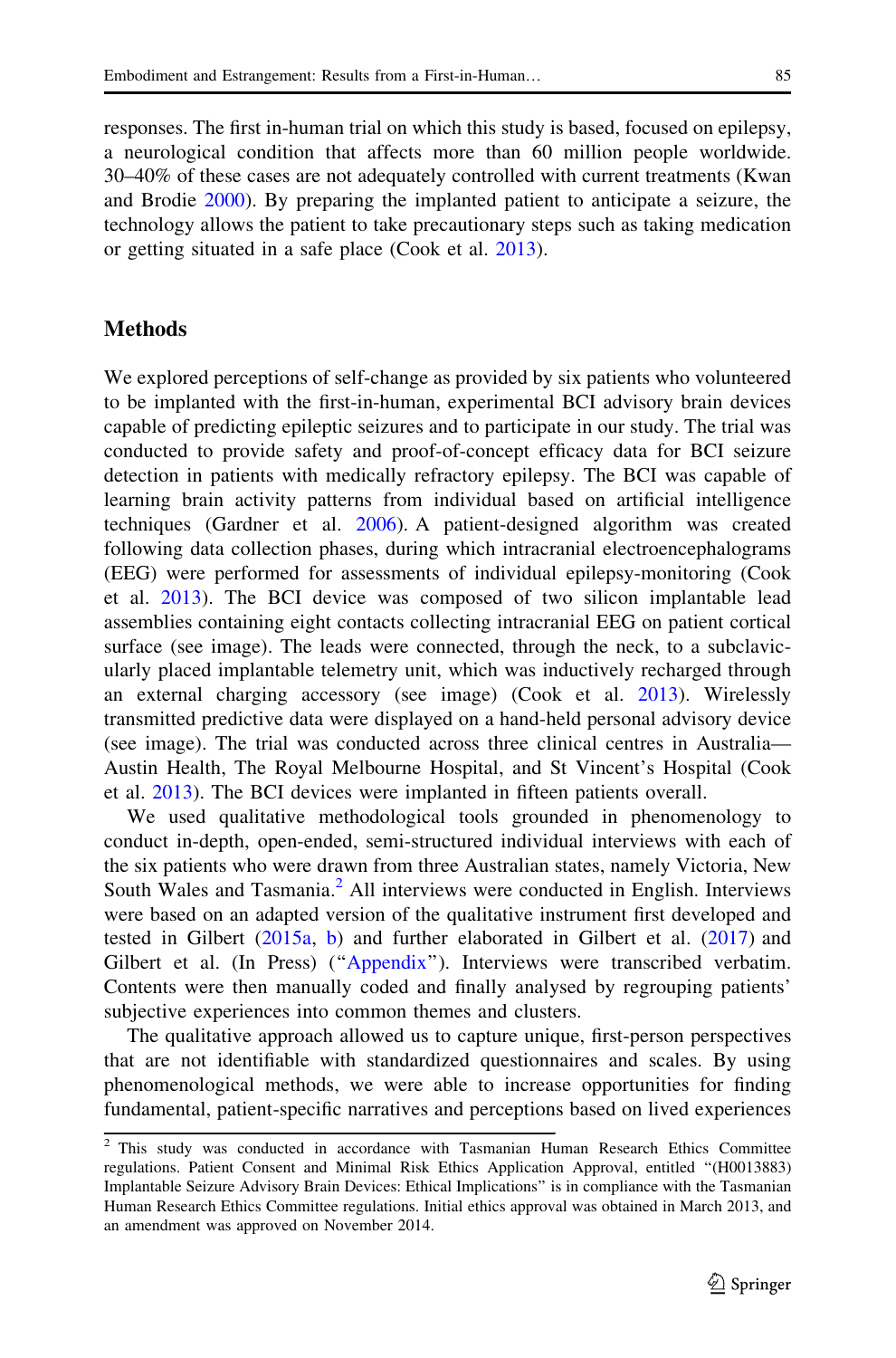responses. The first in-human trial on which this study is based, focused on epilepsy, a neurological condition that affects more than 60 million people worldwide. 30–40% of these cases are not adequately controlled with current treatments (Kwan and Brodie 2000). By preparing the implanted patient to anticipate a seizure, the technology allows the patient to take precautionary steps such as taking medication or getting situated in a safe place (Cook et al. 2013).

## Methods

We explored perceptions of self-change as provided by six patients who volunteered to be implanted with the first-in-human, experimental BCI advisory brain devices capable of predicting epileptic seizures and to participate in our study. The trial was conducted to provide safety and proof-of-concept efficacy data for BCI seizure detection in patients with medically refractory epilepsy. The BCI was capable of learning brain activity patterns from individual based on artificial intelligence techniques (Gardner et al. 2006). A patient-designed algorithm was created following data collection phases, during which intracranial electroencephalograms (EEG) were performed for assessments of individual epilepsy-monitoring (Cook et al. 2013). The BCI device was composed of two silicon implantable lead assemblies containing eight contacts collecting intracranial EEG on patient cortical surface (see image). The leads were connected, through the neck, to a subclavicularly placed implantable telemetry unit, which was inductively recharged through an external charging accessory (see image) (Cook et al. 2013). Wirelessly transmitted predictive data were displayed on a hand-held personal advisory device (see image). The trial was conducted across three clinical centres in Australia—Austin Health, The Royal Melbourne Hospital, and St Vincent's Hospital (Cook et al. 2013). The BCI devices were implanted in fifteen patients overall.

We used qualitative methodological tools grounded in phenomenology to conduct in-depth, open-ended, semi-structured individual interviews with each of the six patients who were drawn from three Australian states, namely Victoria, New South Wales and Tasmania.[2] All interviews were conducted in English. Interviews were based on an adapted version of the qualitative instrument first developed and tested in Gilbert (2015a, b) and further elaborated in Gilbert et al. (2017) and Gilbert et al. (In Press) ("Appendix"). Interviews were transcribed verbatim. Contents were then manually coded and finally analysed by regrouping patients' subjective experiences into common themes and clusters.

The qualitative approach allowed us to capture unique, first-person perspectives that are not identifiable with standardized questionnaires and scales. By using phenomenological methods, we were able to increase opportunities for finding fundamental, patient-specific narratives and perceptions based on lived experiences

[2] This study was conducted in accordance with Tasmanian Human Research Ethics Committee regulations. Patient Consent and Minimal Risk Ethics Application Approval, entitled "(H0013883) Implantable Seizure Advisory Brain Devices: Ethical Implications" is in compliance with the Tasmanian Human Research Ethics Committee regulations. Initial ethics approval was obtained in March 2013, and an amendment was approved on November 2014.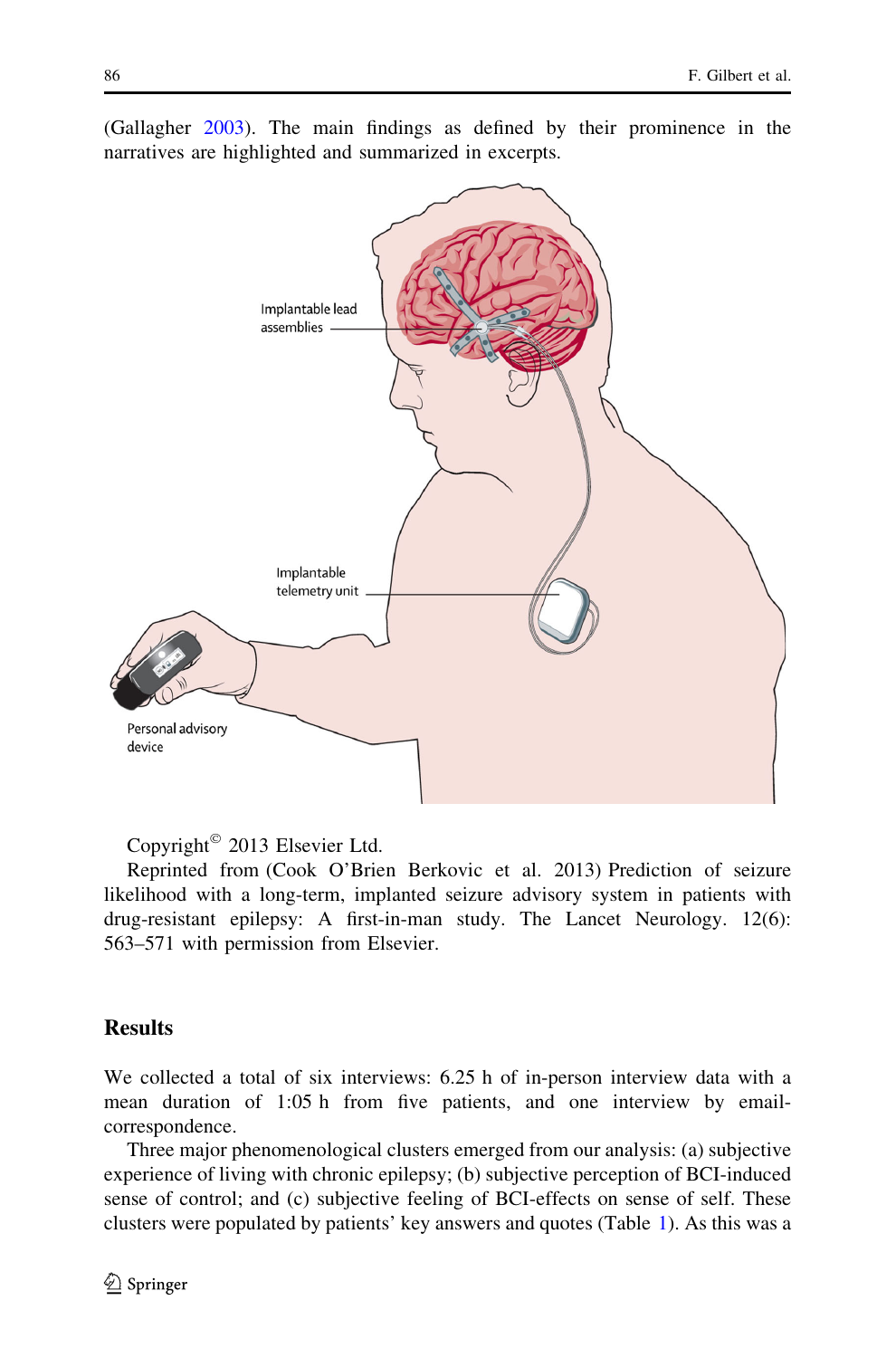(Gallagher 2003). The main findings as defined by their prominence in the narratives are highlighted and summarized in excerpts.

Copyright© 2013 Elsevier Ltd.

Reprinted from (Cook O'Brien Berkovic et al. 2013) Prediction of seizure likelihood with a long-term, implanted seizure advisory system in patients with drug-resistant epilepsy: A first-in-man study. The Lancet Neurology. 12(6): 563–571 with permission from Elsevier.

## Results

We collected a total of six interviews: 6.25 h of in-person interview data with a mean duration of 1:05 h from five patients, and one interview by email-correspondence.

Three major phenomenological clusters emerged from our analysis: (a) subjective experience of living with chronic epilepsy; (b) subjective perception of BCI-induced sense of control; and (c) subjective feeling of BCI-effects on sense of self. These clusters were populated by patients' key answers and quotes (Table 1). As this was a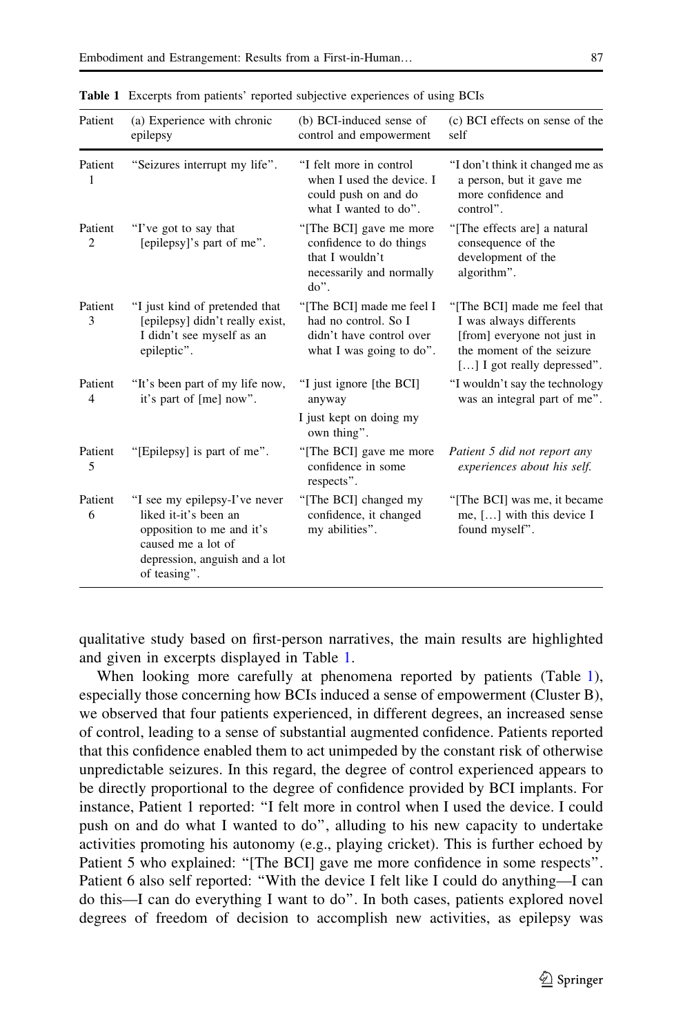**Table 1** Excerpts from patients' reported subjective experiences of using BCIs

| Patient | (a) Experience with chronic epilepsy | (b) BCI-induced sense of control and empowerment | (c) BCI effects on sense of the self |
|---|---|---|---|
| Patient 1 | "Seizures interrupt my life". | "I felt more in control when I used the device. I could push on and do what I wanted to do". | "I don't think it changed me as a person, but it gave me more confidence and control". |
| Patient 2 | "I've got to say that [epilepsy]'s part of me". | "[The BCI] gave me more confidence to do things that I wouldn't necessarily and normally do". | "[The effects are] a natural consequence of the development of the algorithm". |
| Patient 3 | "I just kind of pretended that [epilepsy] didn't really exist, I didn't see myself as an epileptic". | "[The BCI] made me feel I had no control. So I didn't have control over what I was going to do". | "[The BCI] made me feel that I was always differents [from] everyone not just in the moment of the seizure […] I got really depressed". |
| Patient 4 | "It's been part of my life now, it's part of [me] now". | "I just ignore [the BCI] anyway<br>I just kept on doing my own thing". | "I wouldn't say the technology was an integral part of me". |
| Patient 5 | "[Epilepsy] is part of me". | "[The BCI] gave me more confidence in some respects". | *Patient 5 did not report any experiences about his self.* |
| Patient 6 | "I see my epilepsy-I've never liked it-it's been an opposition to me and it's caused me a lot of depression, anguish and a lot of teasing". | "[The BCI] changed my confidence, it changed my abilities". | "[The BCI] was me, it became me, […] with this device I found myself". |

qualitative study based on first-person narratives, the main results are highlighted and given in excerpts displayed in Table 1.

When looking more carefully at phenomena reported by patients (Table 1), especially those concerning how BCIs induced a sense of empowerment (Cluster B), we observed that four patients experienced, in different degrees, an increased sense of control, leading to a sense of substantial augmented confidence. Patients reported that this confidence enabled them to act unimpeded by the constant risk of otherwise unpredictable seizures. In this regard, the degree of control experienced appears to be directly proportional to the degree of confidence provided by BCI implants. For instance, Patient 1 reported: "I felt more in control when I used the device. I could push on and do what I wanted to do", alluding to his new capacity to undertake activities promoting his autonomy (e.g., playing cricket). This is further echoed by Patient 5 who explained: "[The BCI] gave me more confidence in some respects". Patient 6 also self reported: "With the device I felt like I could do anything—I can do this—I can do everything I want to do". In both cases, patients explored novel degrees of freedom of decision to accomplish new activities, as epilepsy was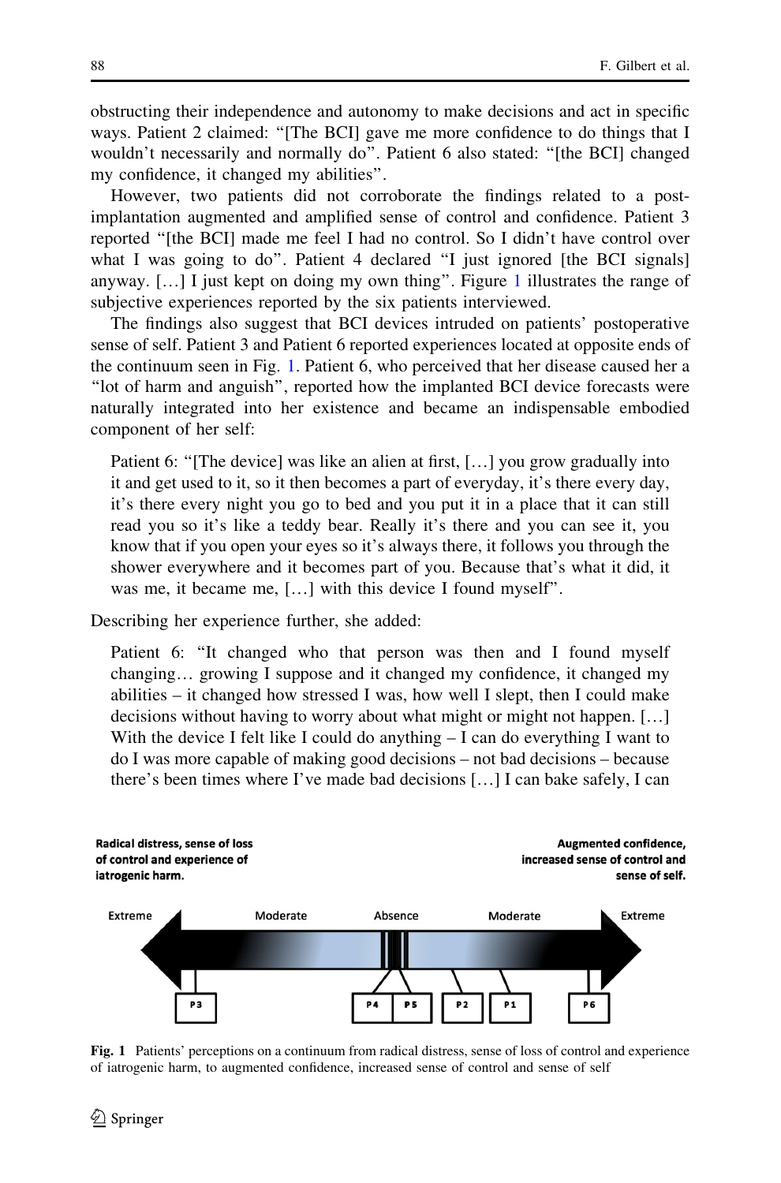obstructing their independence and autonomy to make decisions and act in specific ways. Patient 2 claimed: "[The BCI] gave me more confidence to do things that I wouldn't necessarily and normally do". Patient 6 also stated: "[the BCI] changed my confidence, it changed my abilities".

However, two patients did not corroborate the findings related to a post-implantation augmented and amplified sense of control and confidence. Patient 3 reported "[the BCI] made me feel I had no control. So I didn't have control over what I was going to do". Patient 4 declared "I just ignored [the BCI signals] anyway. […] I just kept on doing my own thing". Figure 1 illustrates the range of subjective experiences reported by the six patients interviewed.

The findings also suggest that BCI devices intruded on patients' postoperative sense of self. Patient 3 and Patient 6 reported experiences located at opposite ends of the continuum seen in Fig. 1. Patient 6, who perceived that her disease caused her a "lot of harm and anguish", reported how the implanted BCI device forecasts were naturally integrated into her existence and became an indispensable embodied component of her self:

> Patient 6: "[The device] was like an alien at first, […] you grow gradually into it and get used to it, so it then becomes a part of everyday, it's there every day, it's there every night you go to bed and you put it in a place that it can still read you so it's like a teddy bear. Really it's there and you can see it, you know that if you open your eyes so it's always there, it follows you through the shower everywhere and it becomes part of you. Because that's what it did, it was me, it became me, […] with this device I found myself".

Describing her experience further, she added:

> Patient 6: "It changed who that person was then and I found myself changing… growing I suppose and it changed my confidence, it changed my abilities – it changed how stressed I was, how well I slept, then I could make decisions without having to worry about what might or might not happen. […] With the device I felt like I could do anything – I can do everything I want to do I was more capable of making good decisions – not bad decisions – because there's been times where I've made bad decisions […] I can bake safely, I can

Fig. 1 Patients' perceptions on a continuum from radical distress, sense of loss of control and experience of iatrogenic harm, to augmented confidence, increased sense of control and sense of self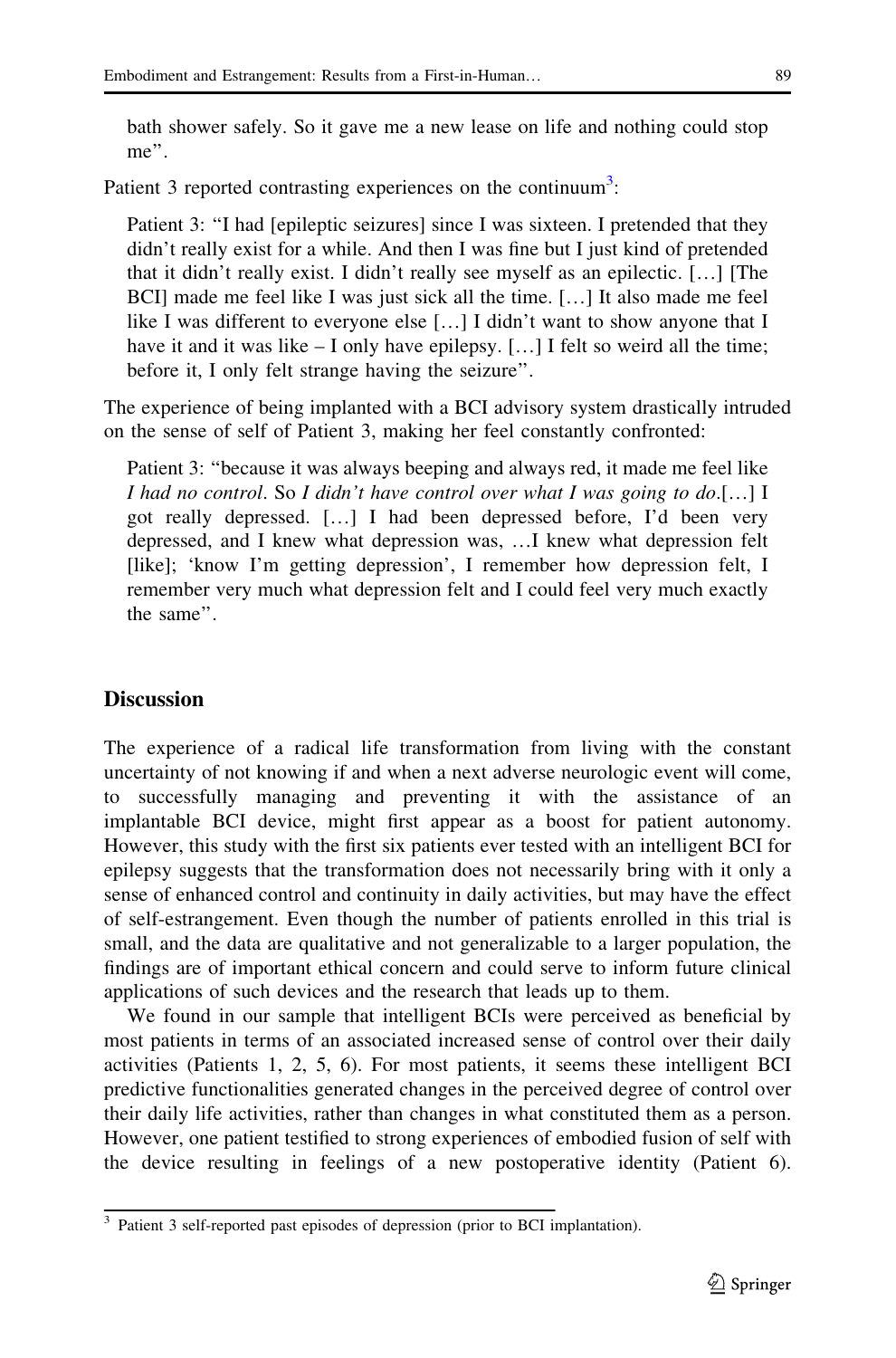bath shower safely. So it gave me a new lease on life and nothing could stop me".

Patient 3 reported contrasting experiences on the continuum[3]:

> Patient 3: "I had [epileptic seizures] since I was sixteen. I pretended that they didn't really exist for a while. And then I was fine but I just kind of pretended that it didn't really exist. I didn't really see myself as an epilectic. […] [The BCI] made me feel like I was just sick all the time. […] It also made me feel like I was different to everyone else […] I didn't want to show anyone that I have it and it was like – I only have epilepsy. […] I felt so weird all the time; before it, I only felt strange having the seizure".

The experience of being implanted with a BCI advisory system drastically intruded on the sense of self of Patient 3, making her feel constantly confronted:

> Patient 3: "because it was always beeping and always red, it made me feel like *I had no control*. So *I didn't have control over what I was going to do*.[…] I got really depressed. […] I had been depressed before, I'd been very depressed, and I knew what depression was, …I knew what depression felt [like]; 'know I'm getting depression', I remember how depression felt, I remember very much what depression felt and I could feel very much exactly the same".

## Discussion

The experience of a radical life transformation from living with the constant uncertainty of not knowing if and when a next adverse neurologic event will come, to successfully managing and preventing it with the assistance of an implantable BCI device, might first appear as a boost for patient autonomy. However, this study with the first six patients ever tested with an intelligent BCI for epilepsy suggests that the transformation does not necessarily bring with it only a sense of enhanced control and continuity in daily activities, but may have the effect of self-estrangement. Even though the number of patients enrolled in this trial is small, and the data are qualitative and not generalizable to a larger population, the findings are of important ethical concern and could serve to inform future clinical applications of such devices and the research that leads up to them.

We found in our sample that intelligent BCIs were perceived as beneficial by most patients in terms of an associated increased sense of control over their daily activities (Patients 1, 2, 5, 6). For most patients, it seems these intelligent BCI predictive functionalities generated changes in the perceived degree of control over their daily life activities, rather than changes in what constituted them as a person. However, one patient testified to strong experiences of embodied fusion of self with the device resulting in feelings of a new postoperative identity (Patient 6).

[3] Patient 3 self-reported past episodes of depression (prior to BCI implantation).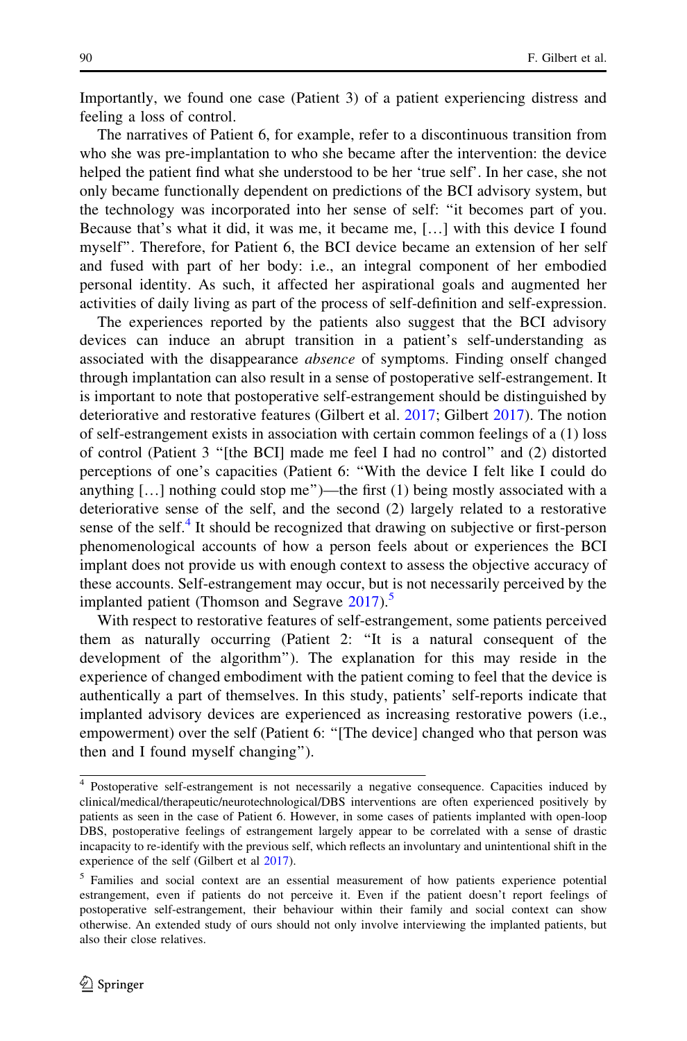Importantly, we found one case (Patient 3) of a patient experiencing distress and feeling a loss of control.

The narratives of Patient 6, for example, refer to a discontinuous transition from who she was pre-implantation to who she became after the intervention: the device helped the patient find what she understood to be her 'true self'. In her case, she not only became functionally dependent on predictions of the BCI advisory system, but the technology was incorporated into her sense of self: "it becomes part of you. Because that's what it did, it was me, it became me, […] with this device I found myself". Therefore, for Patient 6, the BCI device became an extension of her self and fused with part of her body: i.e., an integral component of her embodied personal identity. As such, it affected her aspirational goals and augmented her activities of daily living as part of the process of self-definition and self-expression.

The experiences reported by the patients also suggest that the BCI advisory devices can induce an abrupt transition in a patient's self-understanding as associated with the disappearance *absence* of symptoms. Finding onself changed through implantation can also result in a sense of postoperative self-estrangement. It is important to note that postoperative self-estrangement should be distinguished by deteriorative and restorative features (Gilbert et al. 2017; Gilbert 2017). The notion of self-estrangement exists in association with certain common feelings of a (1) loss of control (Patient 3 "[the BCI] made me feel I had no control" and (2) distorted perceptions of one's capacities (Patient 6: "With the device I felt like I could do anything […] nothing could stop me")—the first (1) being mostly associated with a deteriorative sense of the self, and the second (2) largely related to a restorative sense of the self.[4] It should be recognized that drawing on subjective or first-person phenomenological accounts of how a person feels about or experiences the BCI implant does not provide us with enough context to assess the objective accuracy of these accounts. Self-estrangement may occur, but is not necessarily perceived by the implanted patient (Thomson and Segrave 2017).[5]

With respect to restorative features of self-estrangement, some patients perceived them as naturally occurring (Patient 2: "It is a natural consequent of the development of the algorithm"). The explanation for this may reside in the experience of changed embodiment with the patient coming to feel that the device is authentically a part of themselves. In this study, patients' self-reports indicate that implanted advisory devices are experienced as increasing restorative powers (i.e., empowerment) over the self (Patient 6: "[The device] changed who that person was then and I found myself changing").

---

[4] Postoperative self-estrangement is not necessarily a negative consequence. Capacities induced by clinical/medical/therapeutic/neurotechnological/DBS interventions are often experienced positively by patients as seen in the case of Patient 6. However, in some cases of patients implanted with open-loop DBS, postoperative feelings of estrangement largely appear to be correlated with a sense of drastic incapacity to re-identify with the previous self, which reflects an involuntary and unintentional shift in the experience of the self (Gilbert et al 2017).

[5] Families and social context are an essential measurement of how patients experience potential estrangement, even if patients do not perceive it. Even if the patient doesn't report feelings of postoperative self-estrangement, their behaviour within their family and social context can show otherwise. An extended study of ours should not only involve interviewing the implanted patients, but also their close relatives.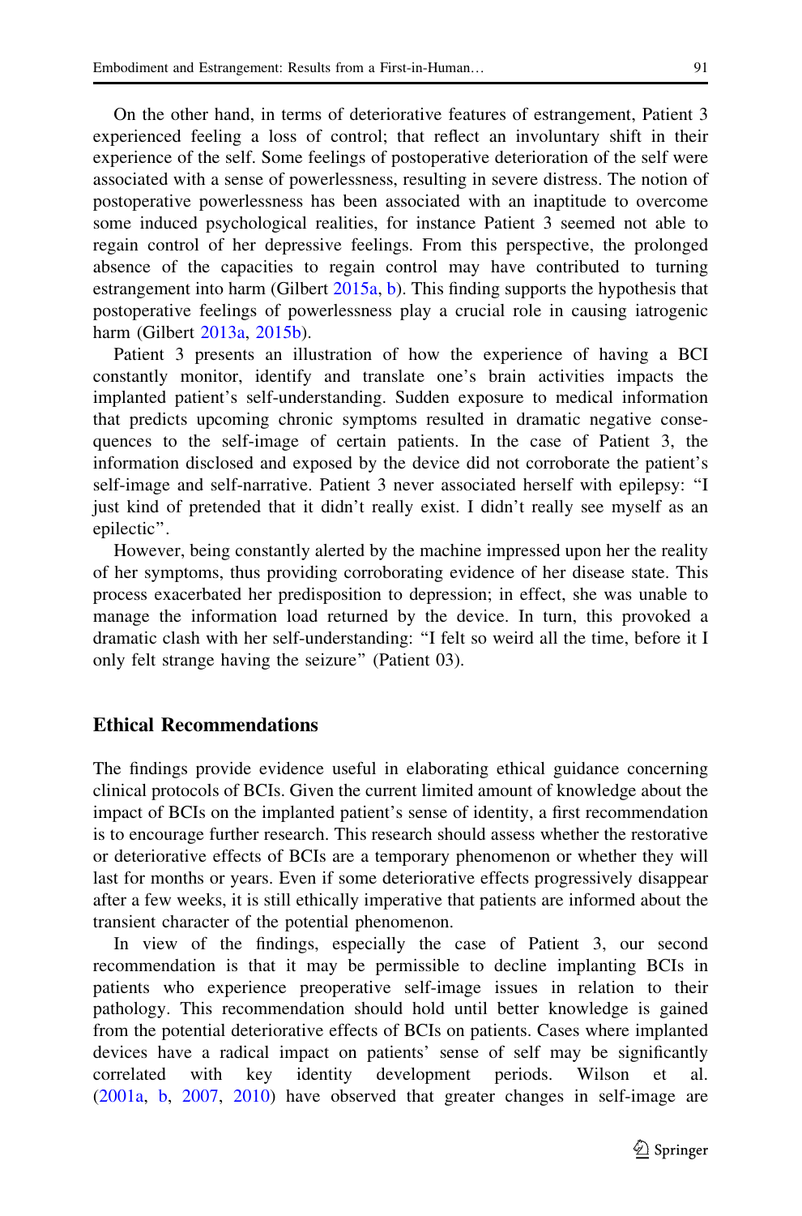On the other hand, in terms of deteriorative features of estrangement, Patient 3 experienced feeling a loss of control; that reflect an involuntary shift in their experience of the self. Some feelings of postoperative deterioration of the self were associated with a sense of powerlessness, resulting in severe distress. The notion of postoperative powerlessness has been associated with an inaptitude to overcome some induced psychological realities, for instance Patient 3 seemed not able to regain control of her depressive feelings. From this perspective, the prolonged absence of the capacities to regain control may have contributed to turning estrangement into harm (Gilbert 2015a, b). This finding supports the hypothesis that postoperative feelings of powerlessness play a crucial role in causing iatrogenic harm (Gilbert 2013a, 2015b).

Patient 3 presents an illustration of how the experience of having a BCI constantly monitor, identify and translate one's brain activities impacts the implanted patient's self-understanding. Sudden exposure to medical information that predicts upcoming chronic symptoms resulted in dramatic negative consequences to the self-image of certain patients. In the case of Patient 3, the information disclosed and exposed by the device did not corroborate the patient's self-image and self-narrative. Patient 3 never associated herself with epilepsy: "I just kind of pretended that it didn't really exist. I didn't really see myself as an epilectic".

However, being constantly alerted by the machine impressed upon her the reality of her symptoms, thus providing corroborating evidence of her disease state. This process exacerbated her predisposition to depression; in effect, she was unable to manage the information load returned by the device. In turn, this provoked a dramatic clash with her self-understanding: "I felt so weird all the time, before it I only felt strange having the seizure" (Patient 03).

## Ethical Recommendations

The findings provide evidence useful in elaborating ethical guidance concerning clinical protocols of BCIs. Given the current limited amount of knowledge about the impact of BCIs on the implanted patient's sense of identity, a first recommendation is to encourage further research. This research should assess whether the restorative or deteriorative effects of BCIs are a temporary phenomenon or whether they will last for months or years. Even if some deteriorative effects progressively disappear after a few weeks, it is still ethically imperative that patients are informed about the transient character of the potential phenomenon.

In view of the findings, especially the case of Patient 3, our second recommendation is that it may be permissible to decline implanting BCIs in patients who experience preoperative self-image issues in relation to their pathology. This recommendation should hold until better knowledge is gained from the potential deteriorative effects of BCIs on patients. Cases where implanted devices have a radical impact on patients' sense of self may be significantly correlated with key identity development periods. Wilson et al. (2001a, b, 2007, 2010) have observed that greater changes in self-image are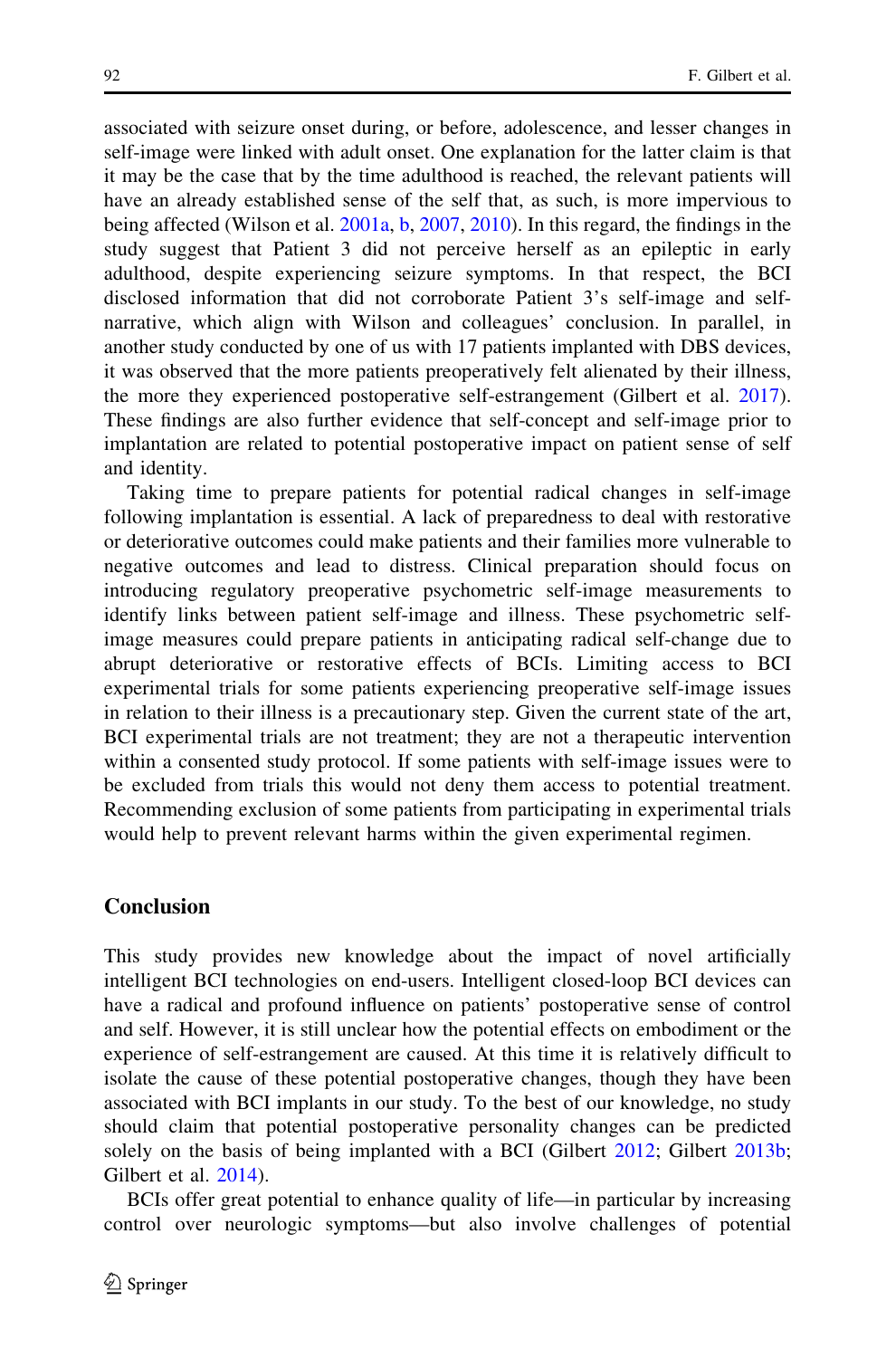associated with seizure onset during, or before, adolescence, and lesser changes in self-image were linked with adult onset. One explanation for the latter claim is that it may be the case that by the time adulthood is reached, the relevant patients will have an already established sense of the self that, as such, is more impervious to being affected (Wilson et al. 2001a, b, 2007, 2010). In this regard, the findings in the study suggest that Patient 3 did not perceive herself as an epileptic in early adulthood, despite experiencing seizure symptoms. In that respect, the BCI disclosed information that did not corroborate Patient 3's self-image and self-narrative, which align with Wilson and colleagues' conclusion. In parallel, in another study conducted by one of us with 17 patients implanted with DBS devices, it was observed that the more patients preoperatively felt alienated by their illness, the more they experienced postoperative self-estrangement (Gilbert et al. 2017). These findings are also further evidence that self-concept and self-image prior to implantation are related to potential postoperative impact on patient sense of self and identity.

Taking time to prepare patients for potential radical changes in self-image following implantation is essential. A lack of preparedness to deal with restorative or deteriorative outcomes could make patients and their families more vulnerable to negative outcomes and lead to distress. Clinical preparation should focus on introducing regulatory preoperative psychometric self-image measurements to identify links between patient self-image and illness. These psychometric self-image measures could prepare patients in anticipating radical self-change due to abrupt deteriorative or restorative effects of BCIs. Limiting access to BCI experimental trials for some patients experiencing preoperative self-image issues in relation to their illness is a precautionary step. Given the current state of the art, BCI experimental trials are not treatment; they are not a therapeutic intervention within a consented study protocol. If some patients with self-image issues were to be excluded from trials this would not deny them access to potential treatment. Recommending exclusion of some patients from participating in experimental trials would help to prevent relevant harms within the given experimental regimen.

## Conclusion

This study provides new knowledge about the impact of novel artificially intelligent BCI technologies on end-users. Intelligent closed-loop BCI devices can have a radical and profound influence on patients' postoperative sense of control and self. However, it is still unclear how the potential effects on embodiment or the experience of self-estrangement are caused. At this time it is relatively difficult to isolate the cause of these potential postoperative changes, though they have been associated with BCI implants in our study. To the best of our knowledge, no study should claim that potential postoperative personality changes can be predicted solely on the basis of being implanted with a BCI (Gilbert 2012; Gilbert 2013b; Gilbert et al. 2014).

BCIs offer great potential to enhance quality of life—in particular by increasing control over neurologic symptoms—but also involve challenges of potential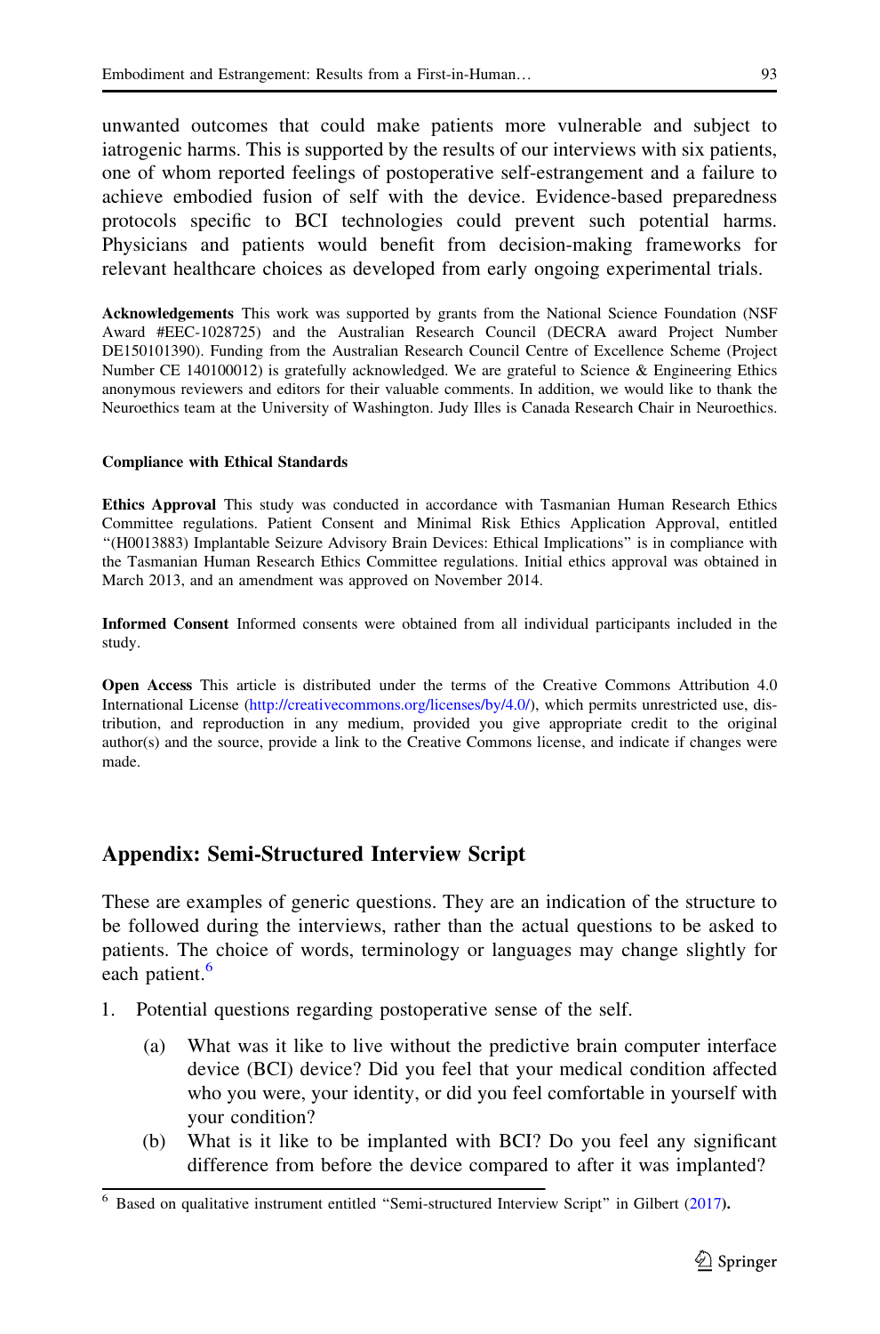unwanted outcomes that could make patients more vulnerable and subject to iatrogenic harms. This is supported by the results of our interviews with six patients, one of whom reported feelings of postoperative self-estrangement and a failure to achieve embodied fusion of self with the device. Evidence-based preparedness protocols specific to BCI technologies could prevent such potential harms. Physicians and patients would benefit from decision-making frameworks for relevant healthcare choices as developed from early ongoing experimental trials.

**Acknowledgements** This work was supported by grants from the National Science Foundation (NSF Award #EEC-1028725) and the Australian Research Council (DECRA award Project Number DE150101390). Funding from the Australian Research Council Centre of Excellence Scheme (Project Number CE 140100012) is gratefully acknowledged. We are grateful to Science & Engineering Ethics anonymous reviewers and editors for their valuable comments. In addition, we would like to thank the Neuroethics team at the University of Washington. Judy Illes is Canada Research Chair in Neuroethics.

**Compliance with Ethical Standards**

**Ethics Approval** This study was conducted in accordance with Tasmanian Human Research Ethics Committee regulations. Patient Consent and Minimal Risk Ethics Application Approval, entitled "(H0013883) Implantable Seizure Advisory Brain Devices: Ethical Implications" is in compliance with the Tasmanian Human Research Ethics Committee regulations. Initial ethics approval was obtained in March 2013, and an amendment was approved on November 2014.

**Informed Consent** Informed consents were obtained from all individual participants included in the study.

**Open Access** This article is distributed under the terms of the Creative Commons Attribution 4.0 International License (http://creativecommons.org/licenses/by/4.0/), which permits unrestricted use, distribution, and reproduction in any medium, provided you give appropriate credit to the original author(s) and the source, provide a link to the Creative Commons license, and indicate if changes were made.

## Appendix: Semi-Structured Interview Script

These are examples of generic questions. They are an indication of the structure to be followed during the interviews, rather than the actual questions to be asked to patients. The choice of words, terminology or languages may change slightly for each patient.[6]

1. Potential questions regarding postoperative sense of the self.
   - (a) What was it like to live without the predictive brain computer interface device (BCI) device? Did you feel that your medical condition affected who you were, your identity, or did you feel comfortable in yourself with your condition?
   - (b) What is it like to be implanted with BCI? Do you feel any significant difference from before the device compared to after it was implanted?

[6] Based on qualitative instrument entitled "Semi-structured Interview Script" in Gilbert (2017).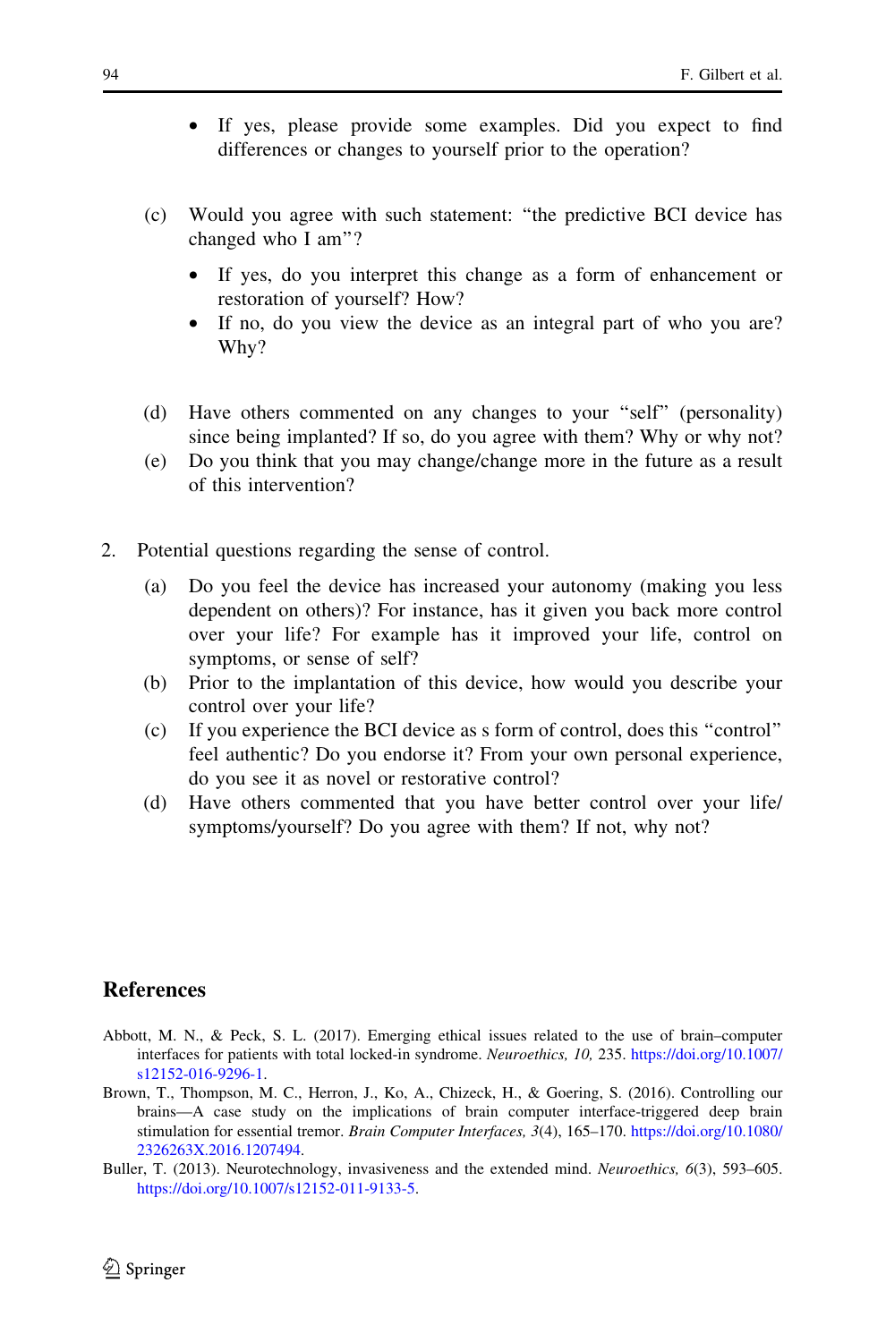- If yes, please provide some examples. Did you expect to find differences or changes to yourself prior to the operation?

(c) Would you agree with such statement: "the predictive BCI device has changed who I am"?

- If yes, do you interpret this change as a form of enhancement or restoration of yourself? How?
- If no, do you view the device as an integral part of who you are? Why?

(d) Have others commented on any changes to your "self" (personality) since being implanted? If so, do you agree with them? Why or why not?

(e) Do you think that you may change/change more in the future as a result of this intervention?

2. Potential questions regarding the sense of control.

(a) Do you feel the device has increased your autonomy (making you less dependent on others)? For instance, has it given you back more control over your life? For example has it improved your life, control on symptoms, or sense of self?

(b) Prior to the implantation of this device, how would you describe your control over your life?

(c) If you experience the BCI device as s form of control, does this "control" feel authentic? Do you endorse it? From your own personal experience, do you see it as novel or restorative control?

(d) Have others commented that you have better control over your life/symptoms/yourself? Do you agree with them? If not, why not?

## References

Abbott, M. N., & Peck, S. L. (2017). Emerging ethical issues related to the use of brain–computer interfaces for patients with total locked-in syndrome. *Neuroethics, 10,* 235. https://doi.org/10.1007/s12152-016-9296-1.

Brown, T., Thompson, M. C., Herron, J., Ko, A., Chizeck, H., & Goering, S. (2016). Controlling our brains—A case study on the implications of brain computer interface-triggered deep brain stimulation for essential tremor. *Brain Computer Interfaces, 3*(4), 165–170. https://doi.org/10.1080/2326263X.2016.1207494.

Buller, T. (2013). Neurotechnology, invasiveness and the extended mind. *Neuroethics, 6*(3), 593–605. https://doi.org/10.1007/s12152-011-9133-5.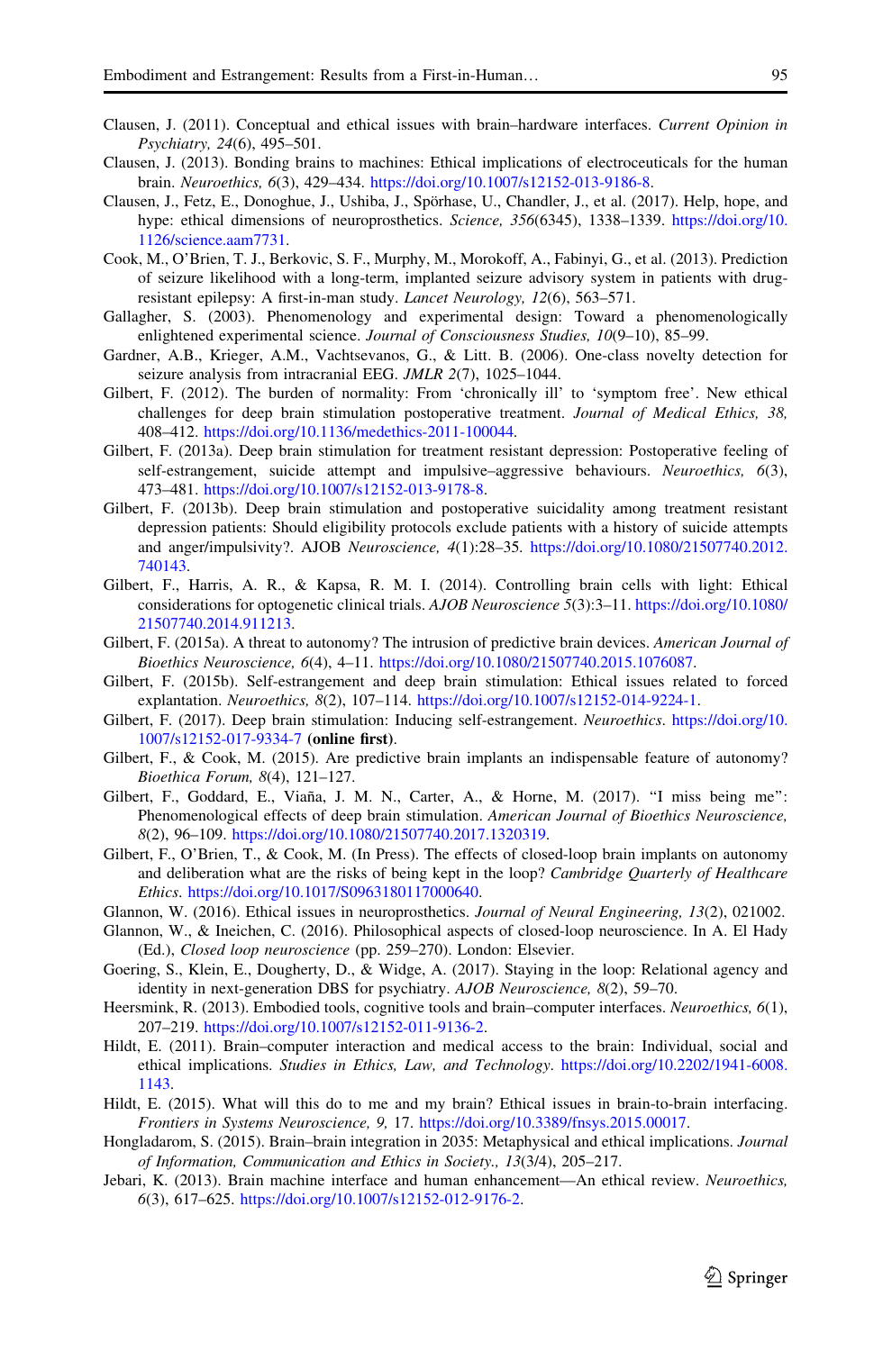Clausen, J. (2011). Conceptual and ethical issues with brain–hardware interfaces. *Current Opinion in Psychiatry, 24*(6), 495–501.

Clausen, J. (2013). Bonding brains to machines: Ethical implications of electroceuticals for the human brain. *Neuroethics, 6*(3), 429–434. https://doi.org/10.1007/s12152-013-9186-8.

Clausen, J., Fetz, E., Donoghue, J., Ushiba, J., Spörhase, U., Chandler, J., et al. (2017). Help, hope, and hype: ethical dimensions of neuroprosthetics. *Science, 356*(6345), 1338–1339. https://doi.org/10.1126/science.aam7731.

Cook, M., O'Brien, T. J., Berkovic, S. F., Murphy, M., Morokoff, A., Fabinyi, G., et al. (2013). Prediction of seizure likelihood with a long-term, implanted seizure advisory system in patients with drug-resistant epilepsy: A first-in-man study. *Lancet Neurology, 12*(6), 563–571.

Gallagher, S. (2003). Phenomenology and experimental design: Toward a phenomenologically enlightened experimental science. *Journal of Consciousness Studies, 10*(9–10), 85–99.

Gardner, A.B., Krieger, A.M., Vachtsevanos, G., & Litt. B. (2006). One-class novelty detection for seizure analysis from intracranial EEG. *JMLR 2*(7), 1025–1044.

Gilbert, F. (2012). The burden of normality: From 'chronically ill' to 'symptom free'. New ethical challenges for deep brain stimulation postoperative treatment. *Journal of Medical Ethics, 38,* 408–412. https://doi.org/10.1136/medethics-2011-100044.

Gilbert, F. (2013a). Deep brain stimulation for treatment resistant depression: Postoperative feeling of self-estrangement, suicide attempt and impulsive–aggressive behaviours. *Neuroethics, 6*(3), 473–481. https://doi.org/10.1007/s12152-013-9178-8.

Gilbert, F. (2013b). Deep brain stimulation and postoperative suicidality among treatment resistant depression patients: Should eligibility protocols exclude patients with a history of suicide attempts and anger/impulsivity?. AJOB *Neuroscience, 4*(1):28–35. https://doi.org/10.1080/21507740.2012.740143.

Gilbert, F., Harris, A. R., & Kapsa, R. M. I. (2014). Controlling brain cells with light: Ethical considerations for optogenetic clinical trials. *AJOB Neuroscience* 5(3):3–11. https://doi.org/10.1080/21507740.2014.911213.

Gilbert, F. (2015a). A threat to autonomy? The intrusion of predictive brain devices. *American Journal of Bioethics Neuroscience, 6*(4), 4–11. https://doi.org/10.1080/21507740.2015.1076087.

Gilbert, F. (2015b). Self-estrangement and deep brain stimulation: Ethical issues related to forced explantation. *Neuroethics, 8*(2), 107–114. https://doi.org/10.1007/s12152-014-9224-1.

Gilbert, F. (2017). Deep brain stimulation: Inducing self-estrangement. *Neuroethics*. https://doi.org/10.1007/s12152-017-9334-7 **(online first)**.

Gilbert, F., & Cook, M. (2015). Are predictive brain implants an indispensable feature of autonomy? *Bioethica Forum, 8*(4), 121–127.

Gilbert, F., Goddard, E., Viaña, J. M. N., Carter, A., & Horne, M. (2017). "I miss being me": Phenomenological effects of deep brain stimulation. *American Journal of Bioethics Neuroscience, 8*(2), 96–109. https://doi.org/10.1080/21507740.2017.1320319.

Gilbert, F., O'Brien, T., & Cook, M. (In Press). The effects of closed-loop brain implants on autonomy and deliberation what are the risks of being kept in the loop? *Cambridge Quarterly of Healthcare Ethics*. https://doi.org/10.1017/S0963180117000640.

Glannon, W. (2016). Ethical issues in neuroprosthetics. *Journal of Neural Engineering, 13*(2), 021002.

Glannon, W., & Ineichen, C. (2016). Philosophical aspects of closed-loop neuroscience. In A. El Hady (Ed.), *Closed loop neuroscience* (pp. 259–270). London: Elsevier.

Goering, S., Klein, E., Dougherty, D., & Widge, A. (2017). Staying in the loop: Relational agency and identity in next-generation DBS for psychiatry. *AJOB Neuroscience, 8*(2), 59–70.

Heersmink, R. (2013). Embodied tools, cognitive tools and brain–computer interfaces. *Neuroethics, 6*(1), 207–219. https://doi.org/10.1007/s12152-011-9136-2.

Hildt, E. (2011). Brain–computer interaction and medical access to the brain: Individual, social and ethical implications. *Studies in Ethics, Law, and Technology*. https://doi.org/10.2202/1941-6008.1143.

Hildt, E. (2015). What will this do to me and my brain? Ethical issues in brain-to-brain interfacing. *Frontiers in Systems Neuroscience, 9,* 17. https://doi.org/10.3389/fnsys.2015.00017.

Hongladarom, S. (2015). Brain–brain integration in 2035: Metaphysical and ethical implications. *Journal of Information, Communication and Ethics in Society., 13*(3/4), 205–217.

Jebari, K. (2013). Brain machine interface and human enhancement—An ethical review. *Neuroethics, 6*(3), 617–625. https://doi.org/10.1007/s12152-012-9176-2.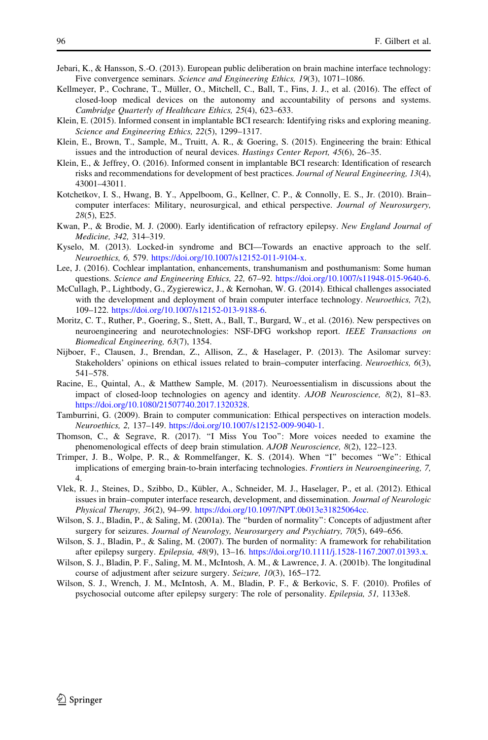Jebari, K., & Hansson, S.-O. (2013). European public deliberation on brain machine interface technology: Five convergence seminars. *Science and Engineering Ethics, 19*(3), 1071–1086.

Kellmeyer, P., Cochrane, T., Müller, O., Mitchell, C., Ball, T., Fins, J. J., et al. (2016). The effect of closed-loop medical devices on the autonomy and accountability of persons and systems. *Cambridge Quarterly of Healthcare Ethics, 25*(4), 623–633.

Klein, E. (2015). Informed consent in implantable BCI research: Identifying risks and exploring meaning. *Science and Engineering Ethics, 22*(5), 1299–1317.

Klein, E., Brown, T., Sample, M., Truitt, A. R., & Goering, S. (2015). Engineering the brain: Ethical issues and the introduction of neural devices. *Hastings Center Report, 45*(6), 26–35.

Klein, E., & Jeffrey, O. (2016). Informed consent in implantable BCI research: Identification of research risks and recommendations for development of best practices. *Journal of Neural Engineering, 13*(4), 43001–43011.

Kotchetkov, I. S., Hwang, B. Y., Appelboom, G., Kellner, C. P., & Connolly, E. S., Jr. (2010). Brain–computer interfaces: Military, neurosurgical, and ethical perspective. *Journal of Neurosurgery, 28*(5), E25.

Kwan, P., & Brodie, M. J. (2000). Early identification of refractory epilepsy. *New England Journal of Medicine, 342,* 314–319.

Kyselo, M. (2013). Locked-in syndrome and BCI—Towards an enactive approach to the self. *Neuroethics, 6,* 579. https://doi.org/10.1007/s12152-011-9104-x.

Lee, J. (2016). Cochlear implantation, enhancements, transhumanism and posthumanism: Some human questions. *Science and Engineering Ethics, 22,* 67–92. https://doi.org/10.1007/s11948-015-9640-6.

McCullagh, P., Lightbody, G., Zygierewicz, J., & Kernohan, W. G. (2014). Ethical challenges associated with the development and deployment of brain computer interface technology. *Neuroethics, 7*(2), 109–122. https://doi.org/10.1007/s12152-013-9188-6.

Moritz, C. T., Ruther, P., Goering, S., Stett, A., Ball, T., Burgard, W., et al. (2016). New perspectives on neuroengineering and neurotechnologies: NSF-DFG workshop report. *IEEE Transactions on Biomedical Engineering, 63*(7), 1354.

Nijboer, F., Clausen, J., Brendan, Z., Allison, Z., & Haselager, P. (2013). The Asilomar survey: Stakeholders' opinions on ethical issues related to brain–computer interfacing. *Neuroethics, 6*(3), 541–578.

Racine, E., Quintal, A., & Matthew Sample, M. (2017). Neuroessentialism in discussions about the impact of closed-loop technologies on agency and identity. *AJOB Neuroscience, 8*(2), 81–83. https://doi.org/10.1080/21507740.2017.1320328.

Tamburrini, G. (2009). Brain to computer communication: Ethical perspectives on interaction models. *Neuroethics, 2,* 137–149. https://doi.org/10.1007/s12152-009-9040-1.

Thomson, C., & Segrave, R. (2017). "I Miss You Too": More voices needed to examine the phenomenological effects of deep brain stimulation. *AJOB Neuroscience, 8*(2), 122–123.

Trimper, J. B., Wolpe, P. R., & Rommelfanger, K. S. (2014). When "I" becomes "We": Ethical implications of emerging brain-to-brain interfacing technologies. *Frontiers in Neuroengineering, 7,* 4.

Vlek, R. J., Steines, D., Szibbo, D., Kübler, A., Schneider, M. J., Haselager, P., et al. (2012). Ethical issues in brain–computer interface research, development, and dissemination. *Journal of Neurologic Physical Therapy, 36*(2), 94–99. https://doi.org/10.1097/NPT.0b013e31825064cc.

Wilson, S. J., Bladin, P., & Saling, M. (2001a). The "burden of normality": Concepts of adjustment after surgery for seizures. *Journal of Neurology, Neurosurgery and Psychiatry, 70*(5), 649–656.

Wilson, S. J., Bladin, P., & Saling, M. (2007). The burden of normality: A framework for rehabilitation after epilepsy surgery. *Epilepsia, 48*(9), 13–16. https://doi.org/10.1111/j.1528-1167.2007.01393.x.

Wilson, S. J., Bladin, P. F., Saling, M. M., McIntosh, A. M., & Lawrence, J. A. (2001b). The longitudinal course of adjustment after seizure surgery. *Seizure, 10*(3), 165–172.

Wilson, S. J., Wrench, J. M., McIntosh, A. M., Bladin, P. F., & Berkovic, S. F. (2010). Profiles of psychosocial outcome after epilepsy surgery: The role of personality. *Epilepsia, 51,* 1133e8.